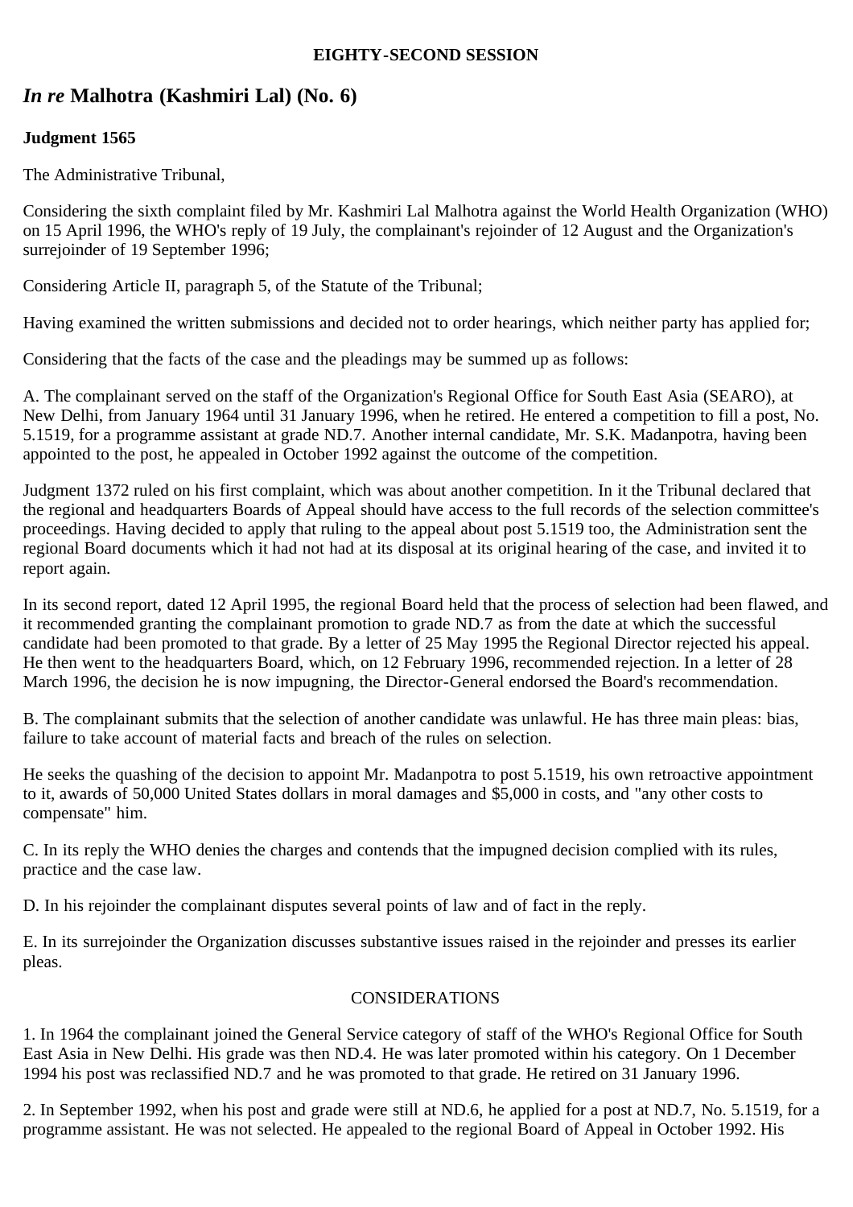**EIGHTY-SECOND SESSION**

## *In re* Malhotra (Kashmiri Lal) (No. 6)

**Judgment 1565**

The Administrative Tribunal,

Considering the sixth complaint filed by Mr. Kashmiri Lal Malhotra against the World Health Organization (WHO) on 15 April 1996, the WHO's reply of 19 July, the complainant's rejoinder of 12 August and the Organization's surrejoinder of 19 September 1996;

Considering Article II, paragraph 5, of the Statute of the Tribunal;

Having examined the written submissions and decided not to order hearings, which neither party has applied for;

Considering that the facts of the case and the pleadings may be summed up as follows:

A. The complainant served on the staff of the Organization's Regional Office for South East Asia (SEARO), at New Delhi, from January 1964 until 31 January 1996, when he retired. He entered a competition to fill a post, No. 5.1519, for a programme assistant at grade ND.7. Another internal candidate, Mr. S.K. Madanpotra, having been appointed to the post, he appealed in October 1992 against the outcome of the competition.

Judgment 1372 ruled on his first complaint, which was about another competition. In it the Tribunal declared that the regional and headquarters Boards of Appeal should have access to the full records of the selection committee's proceedings. Having decided to apply that ruling to the appeal about post 5.1519 too, the Administration sent the regional Board documents which it had not had at its disposal at its original hearing of the case, and invited it to report again.

In its second report, dated 12 April 1995, the regional Board held that the process of selection had been flawed, and it recommended granting the complainant promotion to grade ND.7 as from the date at which the successful candidate had been promoted to that grade. By a letter of 25 May 1995 the Regional Director rejected his appeal. He then went to the headquarters Board, which, on 12 February 1996, recommended rejection. In a letter of 28 March 1996, the decision he is now impugning, the Director-General endorsed the Board's recommendation.

B. The complainant submits that the selection of another candidate was unlawful. He has three main pleas: bias, failure to take account of material facts and breach of the rules on selection.

He seeks the quashing of the decision to appoint Mr. Madanpotra to post 5.1519, his own retroactive appointment to it, awards of 50,000 United States dollars in moral damages and $5,000 in costs, and "any other costs to compensate" him.

C. In its reply the WHO denies the charges and contends that the impugned decision complied with its rules, practice and the case law.

D. In his rejoinder the complainant disputes several points of law and of fact in the reply.

E. In its surrejoinder the Organization discusses substantive issues raised in the rejoinder and presses its earlier pleas.

CONSIDERATIONS

1. In 1964 the complainant joined the General Service category of staff of the WHO's Regional Office for South East Asia in New Delhi. His grade was then ND.4. He was later promoted within his category. On 1 December 1994 his post was reclassified ND.7 and he was promoted to that grade. He retired on 31 January 1996.

2. In September 1992, when his post and grade were still at ND.6, he applied for a post at ND.7, No. 5.1519, for a programme assistant. He was not selected. He appealed to the regional Board of Appeal in October 1992. His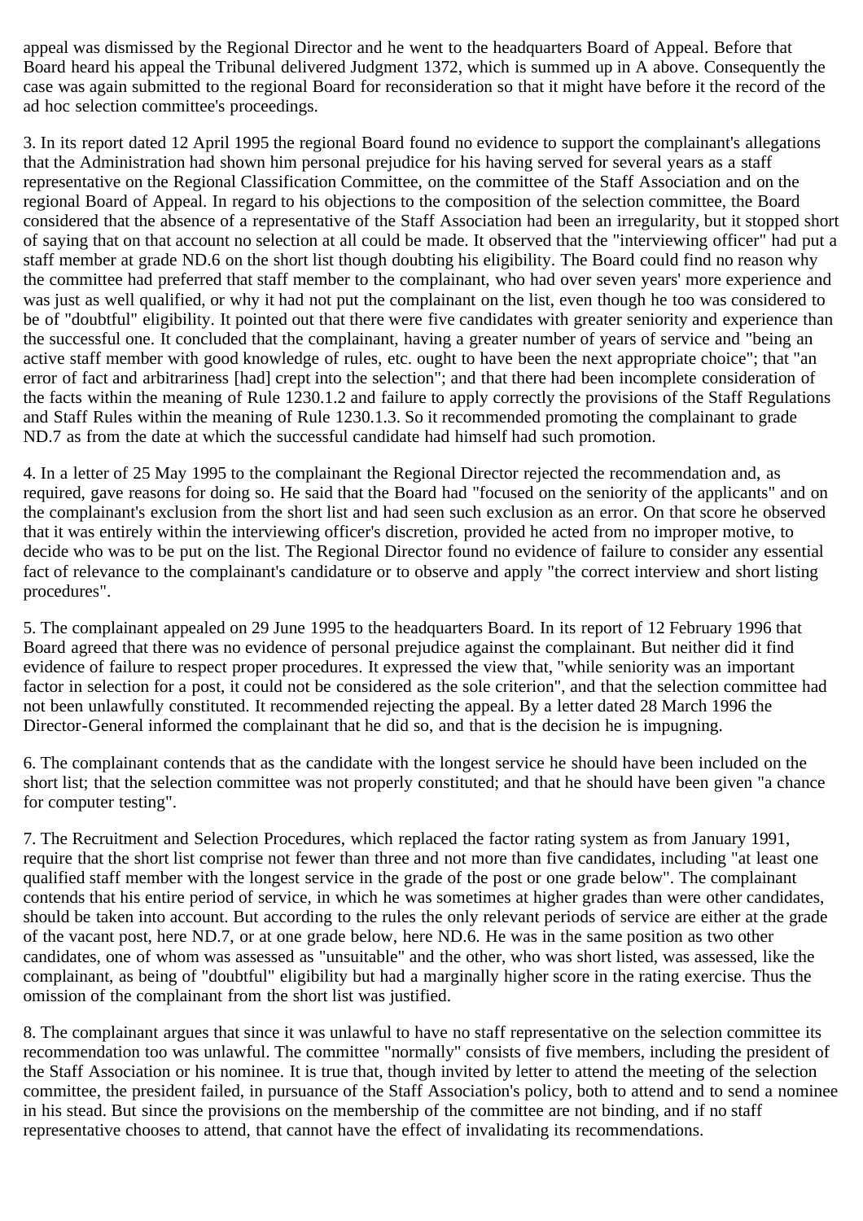appeal was dismissed by the Regional Director and he went to the headquarters Board of Appeal. Before that Board heard his appeal the Tribunal delivered Judgment 1372, which is summed up in A above. Consequently the case was again submitted to the regional Board for reconsideration so that it might have before it the record of the ad hoc selection committee's proceedings.

3. In its report dated 12 April 1995 the regional Board found no evidence to support the complainant's allegations that the Administration had shown him personal prejudice for his having served for several years as a staff representative on the Regional Classification Committee, on the committee of the Staff Association and on the regional Board of Appeal. In regard to his objections to the composition of the selection committee, the Board considered that the absence of a representative of the Staff Association had been an irregularity, but it stopped short of saying that on that account no selection at all could be made. It observed that the "interviewing officer" had put a staff member at grade ND.6 on the short list though doubting his eligibility. The Board could find no reason why the committee had preferred that staff member to the complainant, who had over seven years' more experience and was just as well qualified, or why it had not put the complainant on the list, even though he too was considered to be of "doubtful" eligibility. It pointed out that there were five candidates with greater seniority and experience than the successful one. It concluded that the complainant, having a greater number of years of service and "being an active staff member with good knowledge of rules, etc. ought to have been the next appropriate choice"; that "an error of fact and arbitrariness [had] crept into the selection"; and that there had been incomplete consideration of the facts within the meaning of Rule 1230.1.2 and failure to apply correctly the provisions of the Staff Regulations and Staff Rules within the meaning of Rule 1230.1.3. So it recommended promoting the complainant to grade ND.7 as from the date at which the successful candidate had himself had such promotion.

4. In a letter of 25 May 1995 to the complainant the Regional Director rejected the recommendation and, as required, gave reasons for doing so. He said that the Board had "focused on the seniority of the applicants" and on the complainant's exclusion from the short list and had seen such exclusion as an error. On that score he observed that it was entirely within the interviewing officer's discretion, provided he acted from no improper motive, to decide who was to be put on the list. The Regional Director found no evidence of failure to consider any essential fact of relevance to the complainant's candidature or to observe and apply "the correct interview and short listing procedures".

5. The complainant appealed on 29 June 1995 to the headquarters Board. In its report of 12 February 1996 that Board agreed that there was no evidence of personal prejudice against the complainant. But neither did it find evidence of failure to respect proper procedures. It expressed the view that, "while seniority was an important factor in selection for a post, it could not be considered as the sole criterion", and that the selection committee had not been unlawfully constituted. It recommended rejecting the appeal. By a letter dated 28 March 1996 the Director-General informed the complainant that he did so, and that is the decision he is impugning.

6. The complainant contends that as the candidate with the longest service he should have been included on the short list; that the selection committee was not properly constituted; and that he should have been given "a chance for computer testing".

7. The Recruitment and Selection Procedures, which replaced the factor rating system as from January 1991, require that the short list comprise not fewer than three and not more than five candidates, including "at least one qualified staff member with the longest service in the grade of the post or one grade below". The complainant contends that his entire period of service, in which he was sometimes at higher grades than were other candidates, should be taken into account. But according to the rules the only relevant periods of service are either at the grade of the vacant post, here ND.7, or at one grade below, here ND.6. He was in the same position as two other candidates, one of whom was assessed as "unsuitable" and the other, who was short listed, was assessed, like the complainant, as being of "doubtful" eligibility but had a marginally higher score in the rating exercise. Thus the omission of the complainant from the short list was justified.

8. The complainant argues that since it was unlawful to have no staff representative on the selection committee its recommendation too was unlawful. The committee "normally" consists of five members, including the president of the Staff Association or his nominee. It is true that, though invited by letter to attend the meeting of the selection committee, the president failed, in pursuance of the Staff Association's policy, both to attend and to send a nominee in his stead. But since the provisions on the membership of the committee are not binding, and if no staff representative chooses to attend, that cannot have the effect of invalidating its recommendations.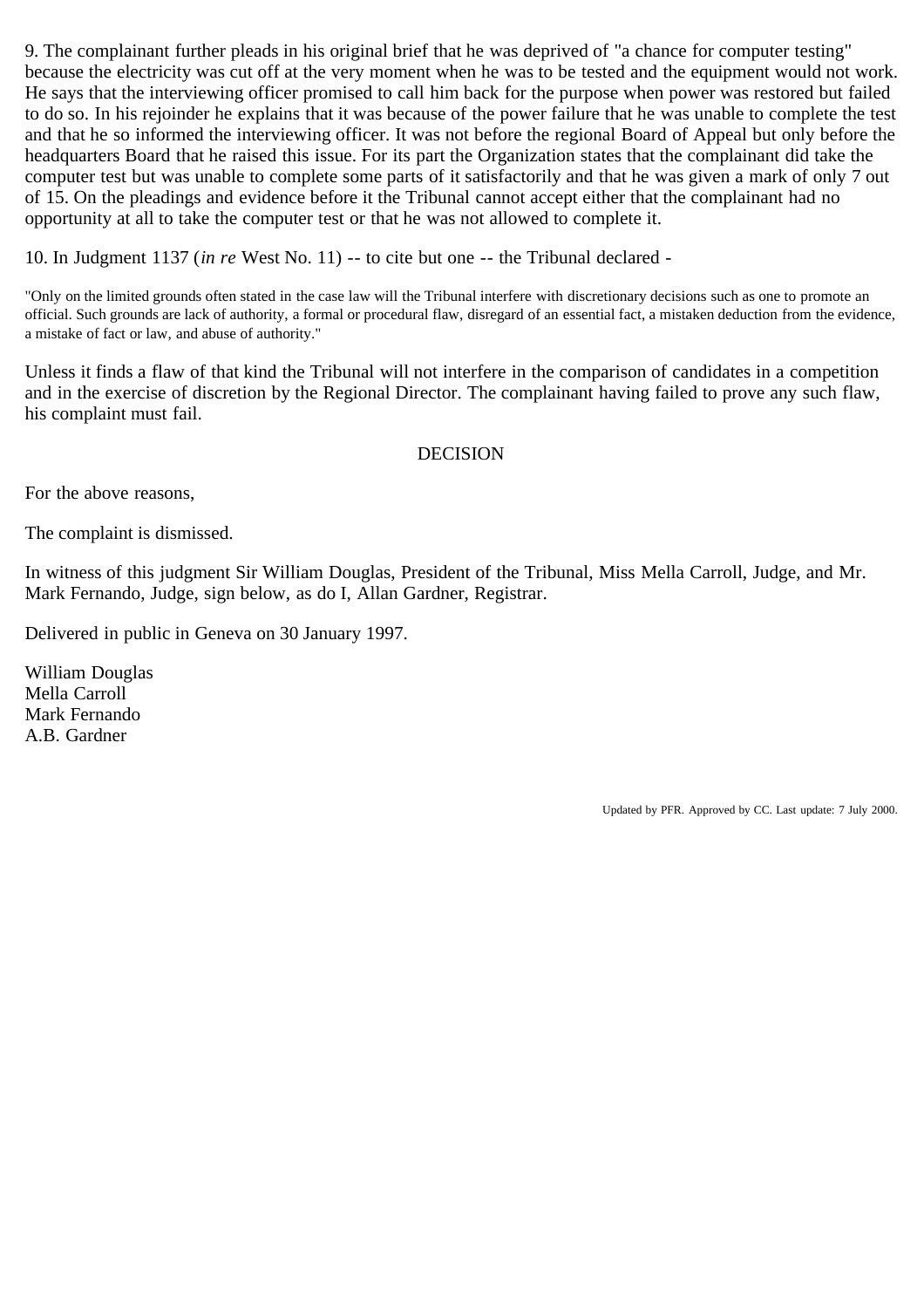9. The complainant further pleads in his original brief that he was deprived of "a chance for computer testing" because the electricity was cut off at the very moment when he was to be tested and the equipment would not work. He says that the interviewing officer promised to call him back for the purpose when power was restored but failed to do so. In his rejoinder he explains that it was because of the power failure that he was unable to complete the test and that he so informed the interviewing officer. It was not before the regional Board of Appeal but only before the headquarters Board that he raised this issue. For its part the Organization states that the complainant did take the computer test but was unable to complete some parts of it satisfactorily and that he was given a mark of only 7 out of 15. On the pleadings and evidence before it the Tribunal cannot accept either that the complainant had no opportunity at all to take the computer test or that he was not allowed to complete it.

10. In Judgment 1137 (*in re* West No. 11) -- to cite but one -- the Tribunal declared -

"Only on the limited grounds often stated in the case law will the Tribunal interfere with discretionary decisions such as one to promote an official. Such grounds are lack of authority, a formal or procedural flaw, disregard of an essential fact, a mistaken deduction from the evidence, a mistake of fact or law, and abuse of authority."

Unless it finds a flaw of that kind the Tribunal will not interfere in the comparison of candidates in a competition and in the exercise of discretion by the Regional Director. The complainant having failed to prove any such flaw, his complaint must fail.

DECISION

For the above reasons,

The complaint is dismissed.

In witness of this judgment Sir William Douglas, President of the Tribunal, Miss Mella Carroll, Judge, and Mr. Mark Fernando, Judge, sign below, as do I, Allan Gardner, Registrar.

Delivered in public in Geneva on 30 January 1997.

William Douglas
Mella Carroll
Mark Fernando
A.B. Gardner

Updated by PFR. Approved by CC. Last update: 7 July 2000.